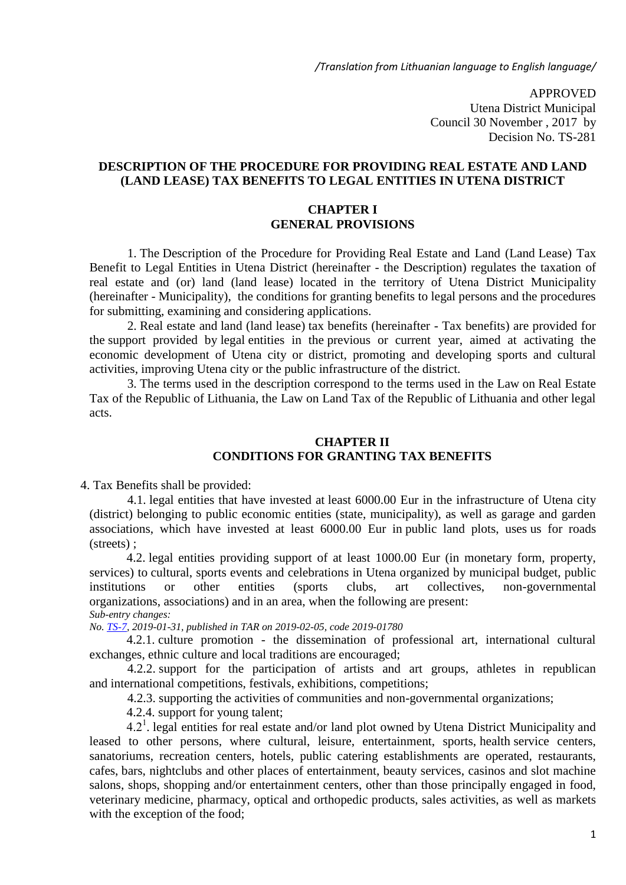*/Translation from Lithuanian language to English language/*

APPROVED
Utena District Municipal
Council 30 November , 2017 by
Decision No. TS-281

## DESCRIPTION OF THE PROCEDURE FOR PROVIDING REAL ESTATE AND LAND (LAND LEASE) TAX BENEFITS TO LEGAL ENTITIES IN UTENA DISTRICT

### CHAPTER I
### GENERAL PROVISIONS

1. The Description of the Procedure for Providing Real Estate and Land (Land Lease) Tax Benefit to Legal Entities in Utena District (hereinafter - the Description) regulates the taxation of real estate and (or) land (land lease) located in the territory of Utena District Municipality (hereinafter - Municipality), the conditions for granting benefits to legal persons and the procedures for submitting, examining and considering applications.

2. Real estate and land (land lease) tax benefits (hereinafter - Tax benefits) are provided for the support provided by legal entities in the previous or current year, aimed at activating the economic development of Utena city or district, promoting and developing sports and cultural activities, improving Utena city or the public infrastructure of the district.

3. The terms used in the description correspond to the terms used in the Law on Real Estate Tax of the Republic of Lithuania, the Law on Land Tax of the Republic of Lithuania and other legal acts.

### CHAPTER II
### CONDITIONS FOR GRANTING TAX BENEFITS

4. Tax Benefits shall be provided:

4.1. legal entities that have invested at least 6000.00 Eur in the infrastructure of Utena city (district) belonging to public economic entities (state, municipality), as well as garage and garden associations, which have invested at least 6000.00 Eur in public land plots, uses us for roads (streets) ;

4.2. legal entities providing support of at least 1000.00 Eur (in monetary form, property, services) to cultural, sports events and celebrations in Utena organized by municipal budget, public institutions or other entities (sports clubs, art collectives, non-governmental organizations, associations) and in an area, when the following are present:

*Sub-entry changes:*
*No. TS-7, 2019-01-31, published in TAR on 2019-02-05, code 2019-01780*

4.2.1. culture promotion - the dissemination of professional art, international cultural exchanges, ethnic culture and local traditions are encouraged;

4.2.2. support for the participation of artists and art groups, athletes in republican and international competitions, festivals, exhibitions, competitions;

4.2.3. supporting the activities of communities and non-governmental organizations;

4.2.4. support for young talent;

4.2[1]. legal entities for real estate and/or land plot owned by Utena District Municipality and leased to other persons, where cultural, leisure, entertainment, sports, health service centers, sanatoriums, recreation centers, hotels, public catering establishments are operated, restaurants, cafes, bars, nightclubs and other places of entertainment, beauty services, casinos and slot machine salons, shops, shopping and/or entertainment centers, other than those principally engaged in food, veterinary medicine, pharmacy, optical and orthopedic products, sales activities, as well as markets with the exception of the food;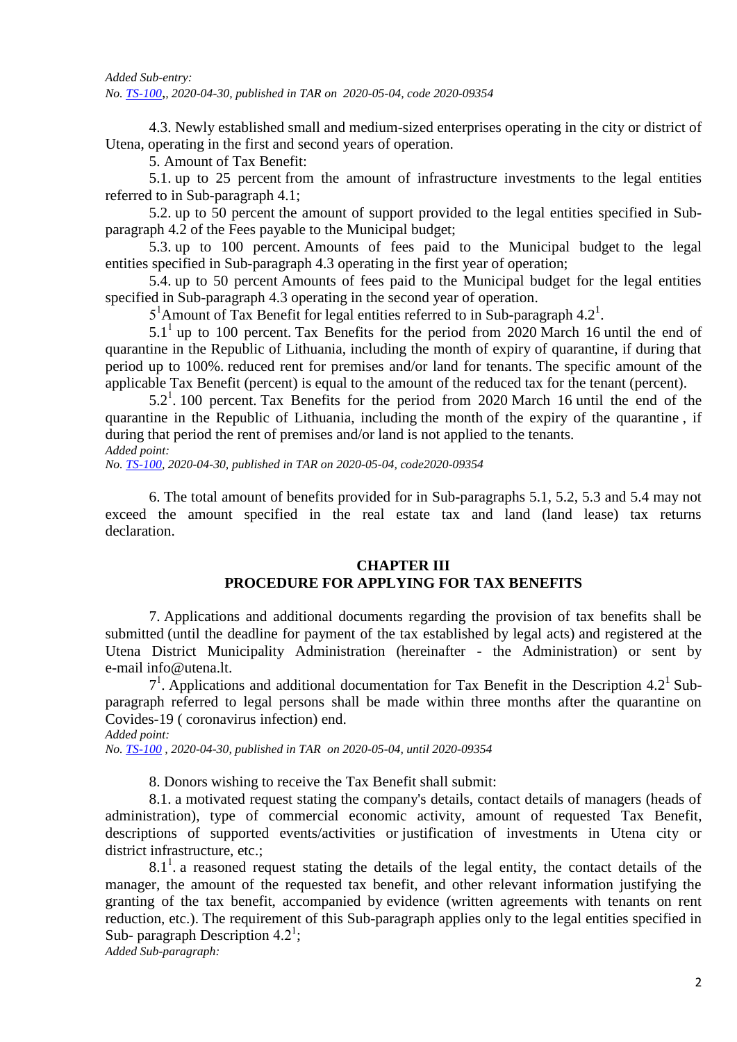*Added Sub-entry:*
*No. TS-100,, 2020-04-30, published in TAR on 2020-05-04, code 2020-09354*

4.3. Newly established small and medium-sized enterprises operating in the city or district of Utena, operating in the first and second years of operation.

5. Amount of Tax Benefit:

5.1. up to 25 percent from the amount of infrastructure investments to the legal entities referred to in Sub-paragraph 4.1;

5.2. up to 50 percent the amount of support provided to the legal entities specified in Sub-paragraph 4.2 of the Fees payable to the Municipal budget;

5.3. up to 100 percent. Amounts of fees paid to the Municipal budget to the legal entities specified in Sub-paragraph 4.3 operating in the first year of operation;

5.4. up to 50 percent Amounts of fees paid to the Municipal budget for the legal entities specified in Sub-paragraph 4.3 operating in the second year of operation.

5[1]Amount of Tax Benefit for legal entities referred to in Sub-paragraph 4.2[1].

5.1[1] up to 100 percent. Tax Benefits for the period from 2020 March 16 until the end of quarantine in the Republic of Lithuania, including the month of expiry of quarantine, if during that period up to 100%. reduced rent for premises and/or land for tenants. The specific amount of the applicable Tax Benefit (percent) is equal to the amount of the reduced tax for the tenant (percent).

5.2[1]. 100 percent. Tax Benefits for the period from 2020 March 16 until the end of the quarantine in the Republic of Lithuania, including the month of the expiry of the quarantine , if during that period the rent of premises and/or land is not applied to the tenants.

*Added point:*
*No. TS-100, 2020-04-30, published in TAR on 2020-05-04, code2020-09354*

6. The total amount of benefits provided for in Sub-paragraphs 5.1, 5.2, 5.3 and 5.4 may not exceed the amount specified in the real estate tax and land (land lease) tax returns declaration.

## CHAPTER III
## PROCEDURE FOR APPLYING FOR TAX BENEFITS

7. Applications and additional documents regarding the provision of tax benefits shall be submitted (until the deadline for payment of the tax established by legal acts) and registered at the Utena District Municipality Administration (hereinafter - the Administration) or sent by e-mail info@utena.lt.

7[1]. Applications and additional documentation for Tax Benefit in the Description 4.2[1] Sub-paragraph referred to legal persons shall be made within three months after the quarantine on Covides-19 ( coronavirus infection) end.

*Added point:*
*No. TS-100 , 2020-04-30, published in TAR on 2020-05-04, until 2020-09354*

8. Donors wishing to receive the Tax Benefit shall submit:

8.1. a motivated request stating the company's details, contact details of managers (heads of administration), type of commercial economic activity, amount of requested Tax Benefit, descriptions of supported events/activities or justification of investments in Utena city or district infrastructure, etc.;

8.1[1]. a reasoned request stating the details of the legal entity, the contact details of the manager, the amount of the requested tax benefit, and other relevant information justifying the granting of the tax benefit, accompanied by evidence (written agreements with tenants on rent reduction, etc.). The requirement of this Sub-paragraph applies only to the legal entities specified in Sub- paragraph Description 4.2[1];

*Added Sub-paragraph:*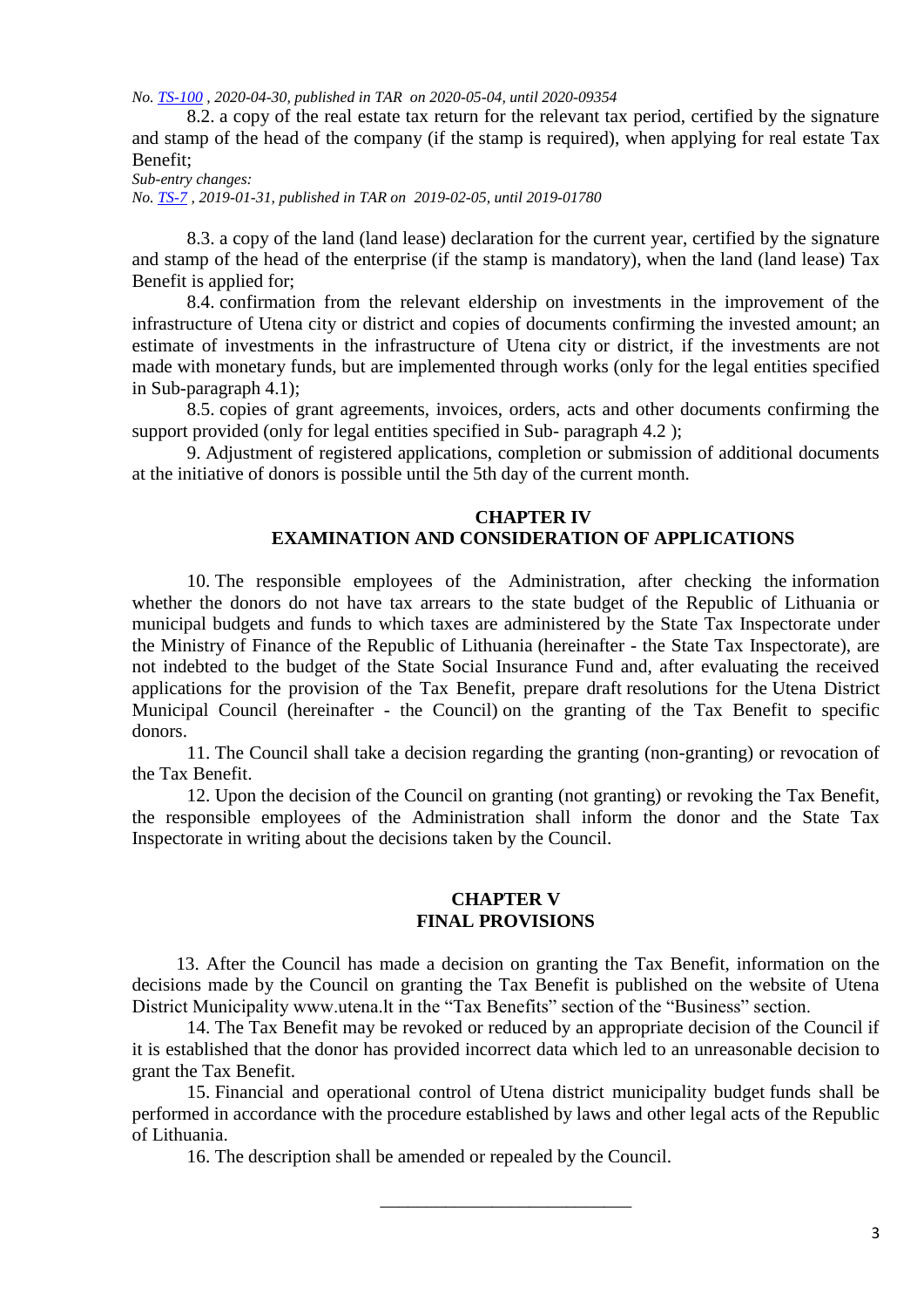*No. [TS-100](TS-100) , 2020-04-30, published in TAR on 2020-05-04, until 2020-09354*

8.2. a copy of the real estate tax return for the relevant tax period, certified by the signature and stamp of the head of the company (if the stamp is required), when applying for real estate Tax Benefit;

*Sub-entry changes:*

*No. [TS-7](TS-7) , 2019-01-31, published in TAR on 2019-02-05, until 2019-01780*

8.3. a copy of the land (land lease) declaration for the current year, certified by the signature and stamp of the head of the enterprise (if the stamp is mandatory), when the land (land lease) Tax Benefit is applied for;

8.4. confirmation from the relevant eldership on investments in the improvement of the infrastructure of Utena city or district and copies of documents confirming the invested amount; an estimate of investments in the infrastructure of Utena city or district, if the investments are not made with monetary funds, but are implemented through works (only for the legal entities specified in Sub-paragraph 4.1);

8.5. copies of grant agreements, invoices, orders, acts and other documents confirming the support provided (only for legal entities specified in Sub- paragraph 4.2 );

9. Adjustment of registered applications, completion or submission of additional documents at the initiative of donors is possible until the 5th day of the current month.

## CHAPTER IV
## EXAMINATION AND CONSIDERATION OF APPLICATIONS

10. The responsible employees of the Administration, after checking the information whether the donors do not have tax arrears to the state budget of the Republic of Lithuania or municipal budgets and funds to which taxes are administered by the State Tax Inspectorate under the Ministry of Finance of the Republic of Lithuania (hereinafter - the State Tax Inspectorate), are not indebted to the budget of the State Social Insurance Fund and, after evaluating the received applications for the provision of the Tax Benefit, prepare draft resolutions for the Utena District Municipal Council (hereinafter - the Council) on the granting of the Tax Benefit to specific donors.

11. The Council shall take a decision regarding the granting (non-granting) or revocation of the Tax Benefit.

12. Upon the decision of the Council on granting (not granting) or revoking the Tax Benefit, the responsible employees of the Administration shall inform the donor and the State Tax Inspectorate in writing about the decisions taken by the Council.

## CHAPTER V
## FINAL PROVISIONS

13. After the Council has made a decision on granting the Tax Benefit, information on the decisions made by the Council on granting the Tax Benefit is published on the website of Utena District Municipality www.utena.lt in the “Tax Benefits” section of the “Business” section.

14. The Tax Benefit may be revoked or reduced by an appropriate decision of the Council if it is established that the donor has provided incorrect data which led to an unreasonable decision to grant the Tax Benefit.

15. Financial and operational control of Utena district municipality budget funds shall be performed in accordance with the procedure established by laws and other legal acts of the Republic of Lithuania.

16. The description shall be amended or repealed by the Council.

\_\_\_\_\_\_\_\_\_\_\_\_\_\_\_\_\_\_\_\_\_\_\_\_\_\_\_\_